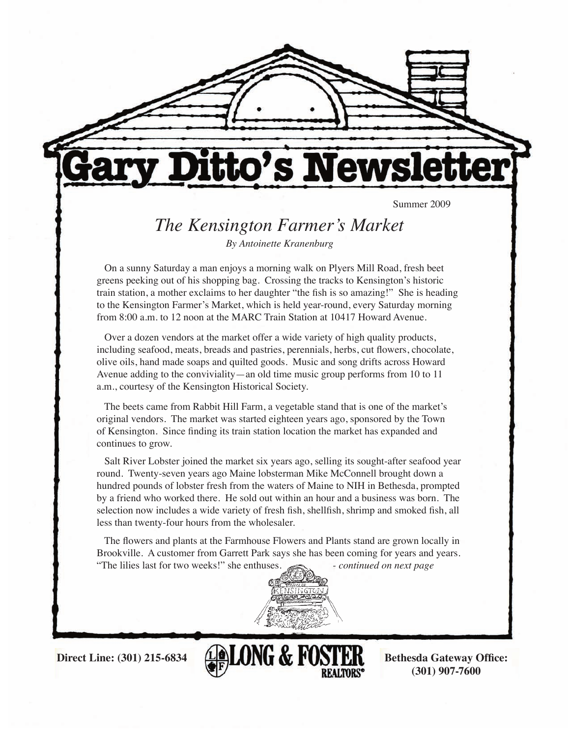# Gary Ditto's Newsletter

Summer 2009

## *The Kensington Farmer's Market*

*By Antoinette Kranenburg*

On a sunny Saturday a man enjoys a morning walk on Plyers Mill Road, fresh beet greens peeking out of his shopping bag. Crossing the tracks to Kensington's historic train station, a mother exclaims to her daughter "the fish is so amazing!" She is heading to the Kensington Farmer's Market, which is held year-round, every Saturday morning from 8:00 a.m. to 12 noon at the MARC Train Station at 10417 Howard Avenue.

Over a dozen vendors at the market offer a wide variety of high quality products, including seafood, meats, breads and pastries, perennials, herbs, cut flowers, chocolate, olive oils, hand made soaps and quilted goods. Music and song drifts across Howard Avenue adding to the conviviality—an old time music group performs from 10 to 11 a.m., courtesy of the Kensington Historical Society.

The beets came from Rabbit Hill Farm, a vegetable stand that is one of the market's original vendors. The market was started eighteen years ago, sponsored by the Town of Kensington. Since finding its train station location the market has expanded and continues to grow.

Salt River Lobster joined the market six years ago, selling its sought-after seafood year round. Twenty-seven years ago Maine lobsterman Mike McConnell brought down a hundred pounds of lobster fresh from the waters of Maine to NIH in Bethesda, prompted by a friend who worked there. He sold out within an hour and a business was born. The selection now includes a wide variety of fresh fish, shellfish, shrimp and smoked fish, all less than twenty-four hours from the wholesaler.

The flowers and plants at the Farmhouse Flowers and Plants stand are grown locally in Brookville. A customer from Garrett Park says she has been coming for years and years. "The lilies last for two weeks!" she enthuses. *- continued on next page*

**Direct Line: (301) 215-6834** LONG & FOSTER REALTORS® **Bethesda Gateway Office: (301) 907-7600**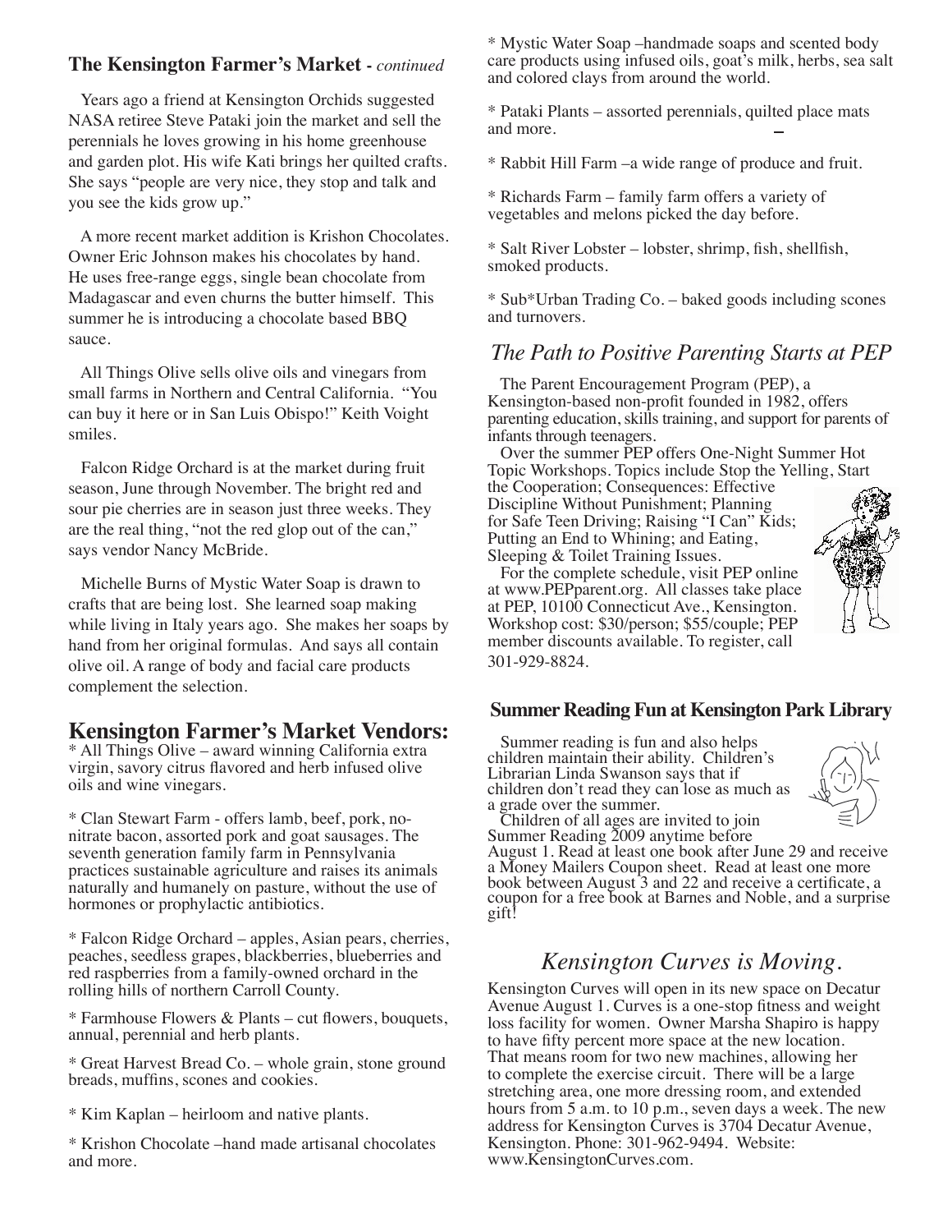### The Kensington Farmer's Market - *continued*

Years ago a friend at Kensington Orchids suggested NASA retiree Steve Pataki join the market and sell the perennials he loves growing in his home greenhouse and garden plot. His wife Kati brings her quilted crafts. She says "people are very nice, they stop and talk and you see the kids grow up."

A more recent market addition is Krishon Chocolates. Owner Eric Johnson makes his chocolates by hand. He uses free-range eggs, single bean chocolate from Madagascar and even churns the butter himself. This summer he is introducing a chocolate based BBQ sauce.

All Things Olive sells olive oils and vinegars from small farms in Northern and Central California. "You can buy it here or in San Luis Obispo!" Keith Voight smiles.

Falcon Ridge Orchard is at the market during fruit season, June through November. The bright red and sour pie cherries are in season just three weeks. They are the real thing, "not the red glop out of the can," says vendor Nancy McBride.

Michelle Burns of Mystic Water Soap is drawn to crafts that are being lost. She learned soap making while living in Italy years ago. She makes her soaps by hand from her original formulas. And says all contain olive oil. A range of body and facial care products complement the selection.

## Kensington Farmer's Market Vendors:

* All Things Olive – award winning California extra virgin, savory citrus flavored and herb infused olive oils and wine vinegars.

* Clan Stewart Farm - offers lamb, beef, pork, no-nitrate bacon, assorted pork and goat sausages. The seventh generation family farm in Pennsylvania practices sustainable agriculture and raises its animals naturally and humanely on pasture, without the use of hormones or prophylactic antibiotics.

* Falcon Ridge Orchard – apples, Asian pears, cherries, peaches, seedless grapes, blackberries, blueberries and red raspberries from a family-owned orchard in the rolling hills of northern Carroll County.

* Farmhouse Flowers & Plants – cut flowers, bouquets, annual, perennial and herb plants.

* Great Harvest Bread Co. – whole grain, stone ground breads, muffins, scones and cookies.

* Kim Kaplan – heirloom and native plants.

* Krishon Chocolate –hand made artisanal chocolates and more.

* Mystic Water Soap –handmade soaps and scented body care products using infused oils, goat's milk, herbs, sea salt and colored clays from around the world.

* Pataki Plants – assorted perennials, quilted place mats and more.

* Rabbit Hill Farm –a wide range of produce and fruit.

* Richards Farm – family farm offers a variety of vegetables and melons picked the day before.

* Salt River Lobster – lobster, shrimp, fish, shellfish, smoked products.

* Sub*Urban Trading Co. – baked goods including scones and turnovers.

## *The Path to Positive Parenting Starts at PEP*

The Parent Encouragement Program (PEP), a Kensington-based non-profit founded in 1982, offers parenting education, skills training, and support for parents of infants through teenagers.

Over the summer PEP offers One-Night Summer Hot Topic Workshops. Topics include Stop the Yelling, Start the Cooperation; Consequences: Effective Discipline Without Punishment; Planning for Safe Teen Driving; Raising "I Can" Kids; Putting an End to Whining; and Eating, Sleeping & Toilet Training Issues.

For the complete schedule, visit PEP online at www.PEPparent.org. All classes take place at PEP, 10100 Connecticut Ave., Kensington. Workshop cost: $30/person; $55/couple; PEP member discounts available. To register, call 301-929-8824.

### Summer Reading Fun at Kensington Park Library

Summer reading is fun and also helps children maintain their ability. Children's Librarian Linda Swanson says that if children don't read they can lose as much as a grade over the summer.

Children of all ages are invited to join Summer Reading 2009 anytime before August 1. Read at least one book after June 29 and receive a Money Mailers Coupon sheet. Read at least one more book between August 3 and 22 and receive a certificate, a coupon for a free book at Barnes and Noble, and a surprise gift!

## *Kensington Curves is Moving.*

Kensington Curves will open in its new space on Decatur Avenue August 1. Curves is a one-stop fitness and weight loss facility for women. Owner Marsha Shapiro is happy to have fifty percent more space at the new location. That means room for two new machines, allowing her to complete the exercise circuit. There will be a large stretching area, one more dressing room, and extended hours from 5 a.m. to 10 p.m., seven days a week. The new address for Kensington Curves is 3704 Decatur Avenue, Kensington. Phone: 301-962-9494. Website: www.KensingtonCurves.com.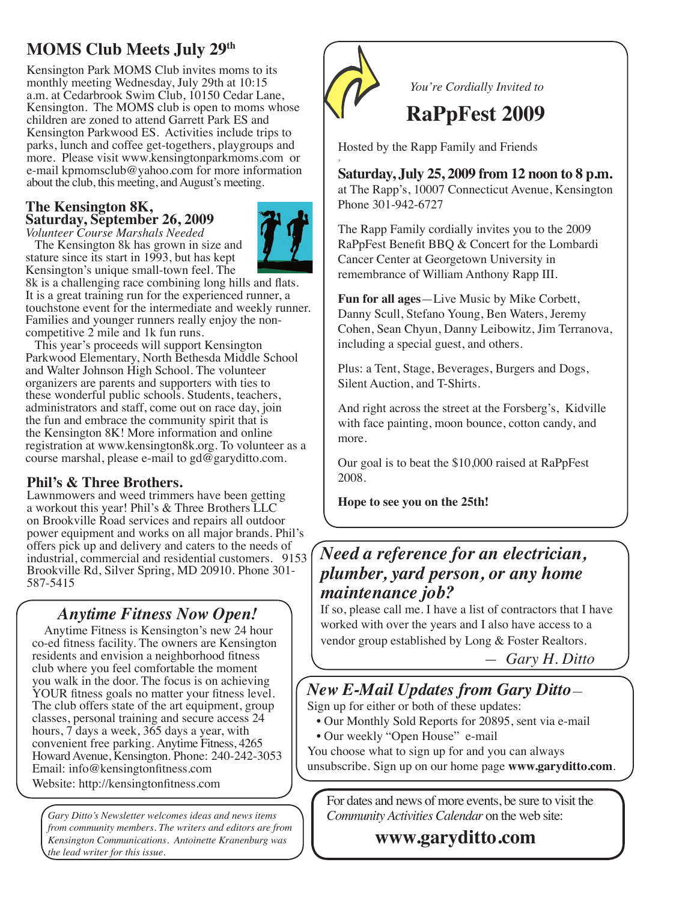## MOMS Club Meets July 29th

Kensington Park MOMS Club invites moms to its monthly meeting Wednesday, July 29th at 10:15 a.m. at Cedarbrook Swim Club, 10150 Cedar Lane, Kensington. The MOMS club is open to moms whose children are zoned to attend Garrett Park ES and Kensington Parkwood ES. Activities include trips to parks, lunch and coffee get-togethers, playgroups and more. Please visit www.kensingtonparkmoms.com or e-mail kpmomsclub@yahoo.com for more information about the club, this meeting, and August's meeting.

## The Kensington 8K, Saturday, September 26, 2009

*Volunteer Course Marshals Needed*

The Kensington 8k has grown in size and stature since its start in 1993, but has kept Kensington's unique small-town feel. The 8k is a challenging race combining long hills and flats. It is a great training run for the experienced runner, a touchstone event for the intermediate and weekly runner. Families and younger runners really enjoy the non-competitive 2 mile and 1k fun runs.

This year's proceeds will support Kensington Parkwood Elementary, North Bethesda Middle School and Walter Johnson High School. The volunteer organizers are parents and supporters with ties to these wonderful public schools. Students, teachers, administrators and staff, come out on race day, join the fun and embrace the community spirit that is the Kensington 8K! More information and online registration at www.kensington8k.org. To volunteer as a course marshal, please e-mail to gd@garyditto.com.

## Phil's & Three Brothers.

Lawnmowers and weed trimmers have been getting a workout this year! Phil's & Three Brothers LLC on Brookville Road services and repairs all outdoor power equipment and works on all major brands. Phil's offers pick up and delivery and caters to the needs of industrial, commercial and residential customers. 9153 Brookville Rd, Silver Spring, MD 20910. Phone 301-587-5415

## *Anytime Fitness Now Open!*

Anytime Fitness is Kensington's new 24 hour co-ed fitness facility. The owners are Kensington residents and envision a neighborhood fitness club where you feel comfortable the moment you walk in the door. The focus is on achieving YOUR fitness goals no matter your fitness level. The club offers state of the art equipment, group classes, personal training and secure access 24 hours, 7 days a week, 365 days a year, with convenient free parking. Anytime Fitness, 4265 Howard Avenue, Kensington. Phone: 240-242-3053
Email: info@kensingtonfitness.com
Website: http://kensingtonfitness.com

*Gary Ditto's Newsletter welcomes ideas and news items from community members. The writers and editors are from Kensington Communications. Antoinette Kranenburg was the lead writer for this issue.*

*You're Cordially Invited to*

## RaPpFest 2009

Hosted by the Rapp Family and Friends

**Saturday, July 25, 2009 from 12 noon to 8 p.m.**
at The Rapp's, 10007 Connecticut Avenue, Kensington
Phone 301-942-6727

The Rapp Family cordially invites you to the 2009 RaPpFest Benefit BBQ & Concert for the Lombardi Cancer Center at Georgetown University in remembrance of William Anthony Rapp III.

**Fun for all ages**—Live Music by Mike Corbett, Danny Scull, Stefano Young, Ben Waters, Jeremy Cohen, Sean Chyun, Danny Leibowitz, Jim Terranova, including a special guest, and others.

Plus: a Tent, Stage, Beverages, Burgers and Dogs, Silent Auction, and T-Shirts.

And right across the street at the Forsberg's, Kidville with face painting, moon bounce, cotton candy, and more.

Our goal is to beat the $10,000 raised at RaPpFest 2008.

**Hope to see you on the 25th!**

## *Need a reference for an electrician, plumber, yard person, or any home maintenance job?*

If so, please call me. I have a list of contractors that I have worked with over the years and I also have access to a vendor group established by Long & Foster Realtors.

— *Gary H. Ditto*

## *New E-Mail Updates from Gary Ditto*—

Sign up for either or both of these updates:

- Our Monthly Sold Reports for 20895, sent via e-mail
- Our weekly "Open House" e-mail

You choose what to sign up for and you can always unsubscribe. Sign up on our home page **www.garyditto.com**.

For dates and news of more events, be sure to visit the *Community Activities Calendar* on the web site:

**www.garyditto.com**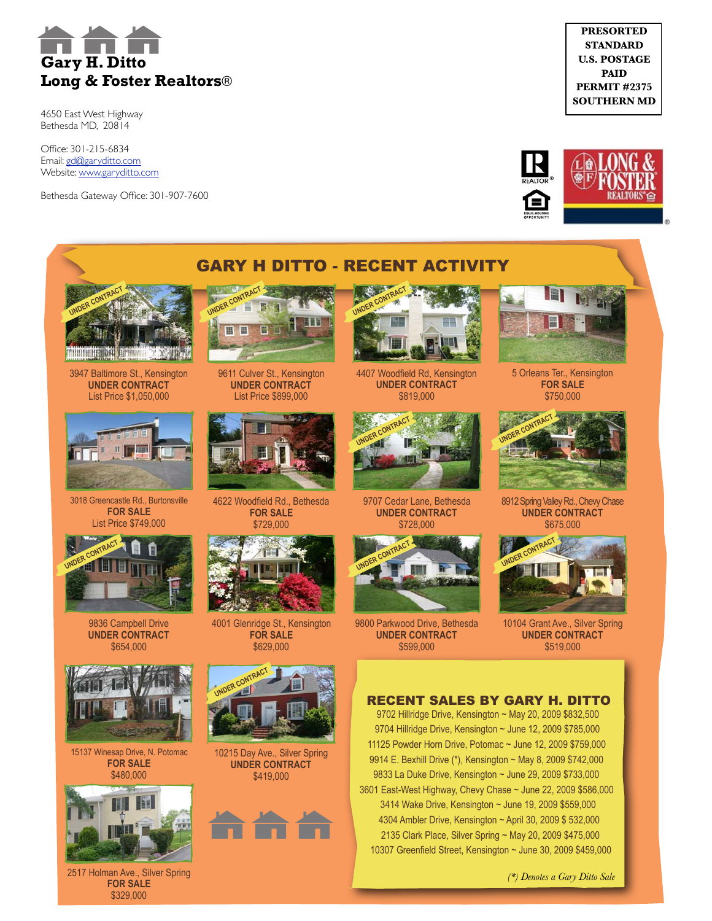**Gary H. Ditto**
**Long & Foster Realtors®**

4650 East West Highway
Bethesda MD, 20814

Office: 301-215-6834
Email: gd@garyditto.com
Website: www.garyditto.com

Bethesda Gateway Office: 301-907-7600

PRESORTED
STANDARD
U.S. POSTAGE
PAID
PERMIT #2375
SOUTHERN MD

## GARY H DITTO - RECENT ACTIVITY

3947 Baltimore St., Kensington
**UNDER CONTRACT**
List Price $1,050,000

9611 Culver St., Kensington
**UNDER CONTRACT**
List Price $899,000

4407 Woodfield Rd, Kensington
**UNDER CONTRACT**
$819,000

5 Orleans Ter., Kensington
**FOR SALE**
$750,000

3018 Greencastle Rd., Burtonsville
**FOR SALE**
List Price $749,000

4622 Woodfield Rd., Bethesda
**FOR SALE**
$729,000

9707 Cedar Lane, Bethesda
**UNDER CONTRACT**
$728,000

8912 Spring Valley Rd., Chevy Chase
**UNDER CONTRACT**
$675,000

9836 Campbell Drive
**UNDER CONTRACT**
$654,000

4001 Glenridge St., Kensington
**FOR SALE**
$629,000

9800 Parkwood Drive, Bethesda
**UNDER CONTRACT**
$599,000

10104 Grant Ave., Silver Spring
**UNDER CONTRACT**
$519,000

15137 Winesap Drive, N. Potomac
**FOR SALE**
$480,000

10215 Day Ave., Silver Spring
**UNDER CONTRACT**
$419,000

2517 Holman Ave., Silver Spring
**FOR SALE**
$329,000

## RECENT SALES BY GARY H. DITTO

9702 Hillridge Drive, Kensington ~ May 20, 2009 $832,500
9704 Hillridge Drive, Kensington ~ June 12, 2009 $785,000
11125 Powder Horn Drive, Potomac ~ June 12, 2009 $759,000
9914 E. Bexhill Drive (*), Kensington ~ May 8, 2009 $742,000
9833 La Duke Drive, Kensington ~ June 29, 2009 $733,000
3601 East-West Highway, Chevy Chase ~ June 22, 2009 $586,000
3414 Wake Drive, Kensington ~ June 19, 2009 $559,000
4304 Ambler Drive, Kensington ~ April 30, 2009 $ 532,000
2135 Clark Place, Silver Spring ~ May 20, 2009 $475,000
10307 Greenfield Street, Kensington ~ June 30, 2009 $459,000

*(*) Denotes a Gary Ditto Sale*